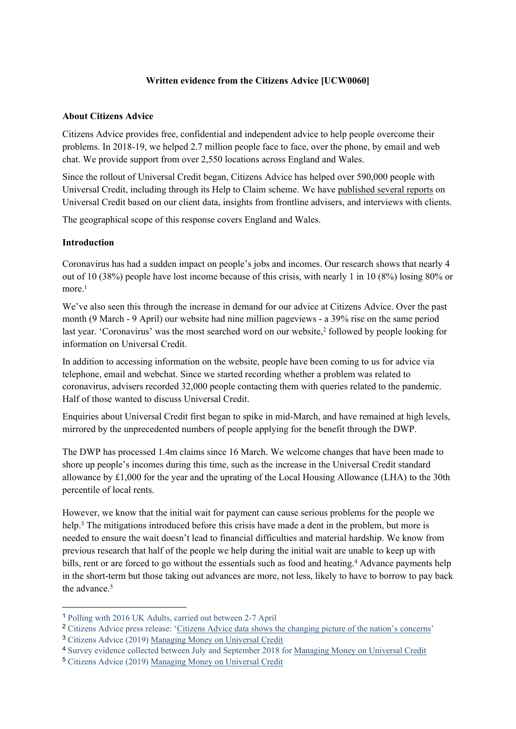**Written evidence from the Citizens Advice [UCW0060]**

**About Citizens Advice**

Citizens Advice provides free, confidential and independent advice to help people overcome their problems. In 2018-19, we helped 2.7 million people face to face, over the phone, by email and web chat. We provide support from over 2,550 locations across England and Wales.

Since the rollout of Universal Credit began, Citizens Advice has helped over 590,000 people with Universal Credit, including through its Help to Claim scheme. We have published several reports on Universal Credit based on our client data, insights from frontline advisers, and interviews with clients.

The geographical scope of this response covers England and Wales.

**Introduction**

Coronavirus has had a sudden impact on people's jobs and incomes. Our research shows that nearly 4 out of 10 (38%) people have lost income because of this crisis, with nearly 1 in 10 (8%) losing 80% or more.[1]

We've also seen this through the increase in demand for our advice at Citizens Advice. Over the past month (9 March - 9 April) our website had nine million pageviews - a 39% rise on the same period last year. 'Coronavirus' was the most searched word on our website,[2] followed by people looking for information on Universal Credit.

In addition to accessing information on the website, people have been coming to us for advice via telephone, email and webchat. Since we started recording whether a problem was related to coronavirus, advisers recorded 32,000 people contacting them with queries related to the pandemic. Half of those wanted to discuss Universal Credit.

Enquiries about Universal Credit first began to spike in mid-March, and have remained at high levels, mirrored by the unprecedented numbers of people applying for the benefit through the DWP.

The DWP has processed 1.4m claims since 16 March. We welcome changes that have been made to shore up people's incomes during this time, such as the increase in the Universal Credit standard allowance by £1,000 for the year and the uprating of the Local Housing Allowance (LHA) to the 30th percentile of local rents.

However, we know that the initial wait for payment can cause serious problems for the people we help.[3] The mitigations introduced before this crisis have made a dent in the problem, but more is needed to ensure the wait doesn't lead to financial difficulties and material hardship. We know from previous research that half of the people we help during the initial wait are unable to keep up with bills, rent or are forced to go without the essentials such as food and heating.[4] Advance payments help in the short-term but those taking out advances are more, not less, likely to have to borrow to pay back the advance.[5]

---

[1] Polling with 2016 UK Adults, carried out between 2-7 April

[2] Citizens Advice press release: 'Citizens Advice data shows the changing picture of the nation's concerns'

[3] Citizens Advice (2019) Managing Money on Universal Credit

[4] Survey evidence collected between July and September 2018 for Managing Money on Universal Credit

[5] Citizens Advice (2019) Managing Money on Universal Credit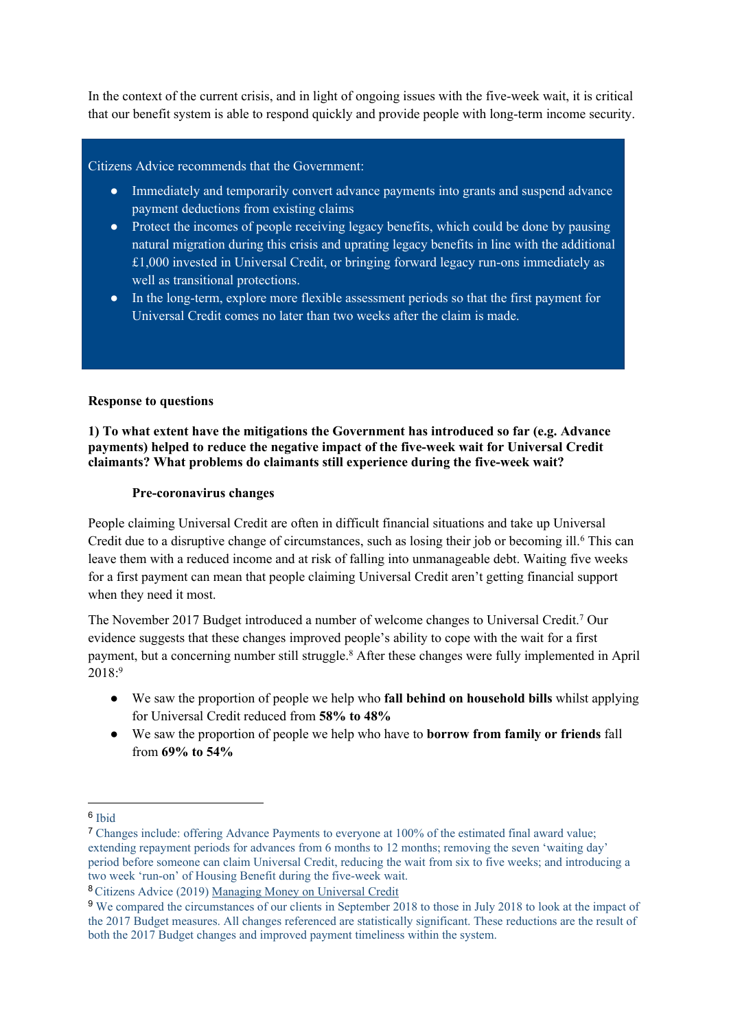In the context of the current crisis, and in light of ongoing issues with the five-week wait, it is critical that our benefit system is able to respond quickly and provide people with long-term income security.

Citizens Advice recommends that the Government:

- Immediately and temporarily convert advance payments into grants and suspend advance payment deductions from existing claims
- Protect the incomes of people receiving legacy benefits, which could be done by pausing natural migration during this crisis and uprating legacy benefits in line with the additional £1,000 invested in Universal Credit, or bringing forward legacy run-ons immediately as well as transitional protections.
- In the long-term, explore more flexible assessment periods so that the first payment for Universal Credit comes no later than two weeks after the claim is made.

**Response to questions**

**1) To what extent have the mitigations the Government has introduced so far (e.g. Advance payments) helped to reduce the negative impact of the five-week wait for Universal Credit claimants? What problems do claimants still experience during the five-week wait?**

**Pre-coronavirus changes**

People claiming Universal Credit are often in difficult financial situations and take up Universal Credit due to a disruptive change of circumstances, such as losing their job or becoming ill.[6] This can leave them with a reduced income and at risk of falling into unmanageable debt. Waiting five weeks for a first payment can mean that people claiming Universal Credit aren't getting financial support when they need it most.

The November 2017 Budget introduced a number of welcome changes to Universal Credit.[7] Our evidence suggests that these changes improved people's ability to cope with the wait for a first payment, but a concerning number still struggle.[8] After these changes were fully implemented in April 2018:[9]

- We saw the proportion of people we help who **fall behind on household bills** whilst applying for Universal Credit reduced from **58% to 48%**
- We saw the proportion of people we help who have to **borrow from family or friends** fall from **69% to 54%**

---

[6] Ibid

[7] Changes include: offering Advance Payments to everyone at 100% of the estimated final award value; extending repayment periods for advances from 6 months to 12 months; removing the seven 'waiting day' period before someone can claim Universal Credit, reducing the wait from six to five weeks; and introducing a two week 'run-on' of Housing Benefit during the five-week wait.

[8] Citizens Advice (2019) Managing Money on Universal Credit

[9] We compared the circumstances of our clients in September 2018 to those in July 2018 to look at the impact of the 2017 Budget measures. All changes referenced are statistically significant. These reductions are the result of both the 2017 Budget changes and improved payment timeliness within the system.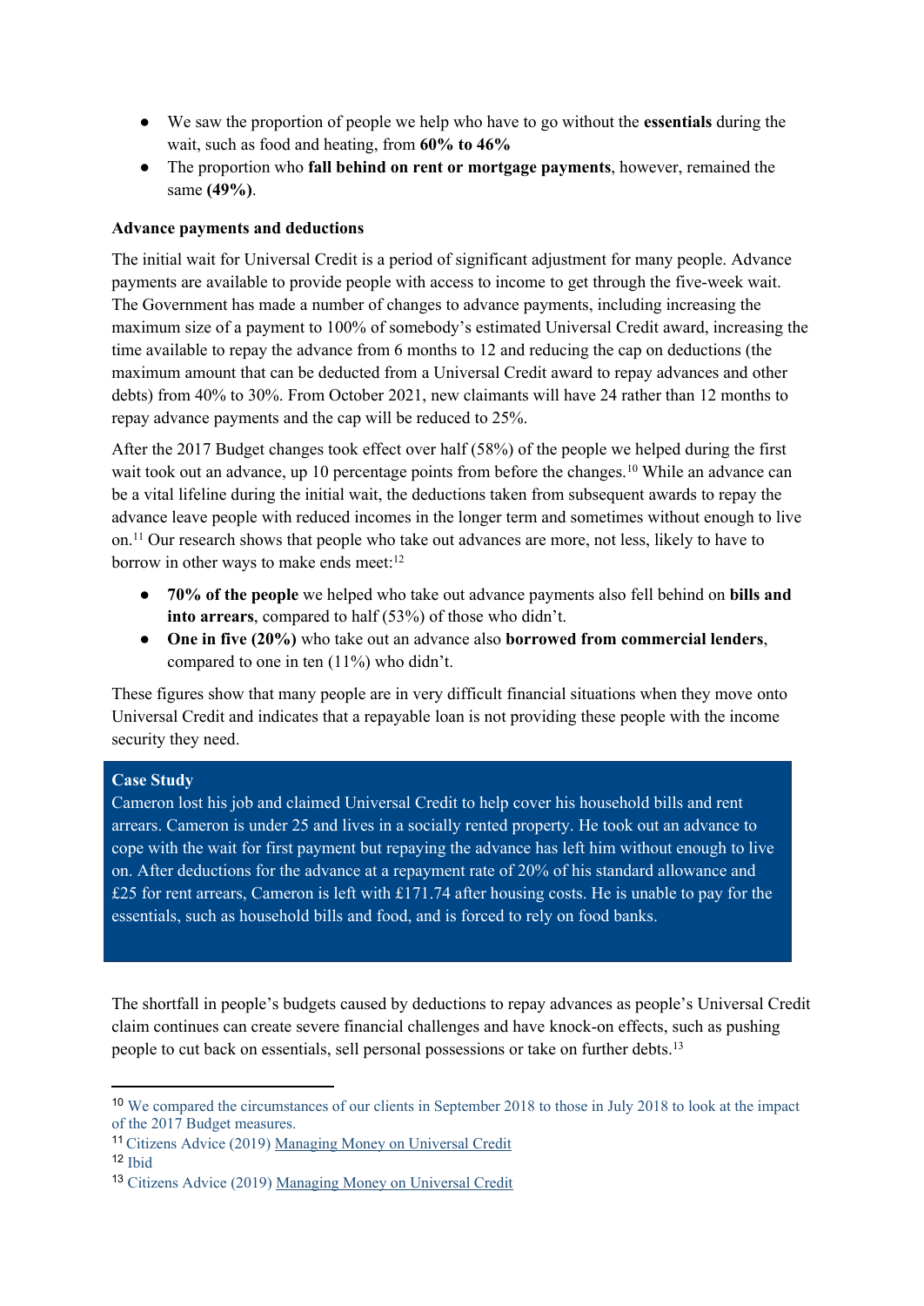- We saw the proportion of people we help who have to go without the **essentials** during the wait, such as food and heating, from **60% to 46%**
- The proportion who **fall behind on rent or mortgage payments**, however, remained the same **(49%)**.

**Advance payments and deductions**

The initial wait for Universal Credit is a period of significant adjustment for many people. Advance payments are available to provide people with access to income to get through the five-week wait. The Government has made a number of changes to advance payments, including increasing the maximum size of a payment to 100% of somebody's estimated Universal Credit award, increasing the time available to repay the advance from 6 months to 12 and reducing the cap on deductions (the maximum amount that can be deducted from a Universal Credit award to repay advances and other debts) from 40% to 30%. From October 2021, new claimants will have 24 rather than 12 months to repay advance payments and the cap will be reduced to 25%.

After the 2017 Budget changes took effect over half (58%) of the people we helped during the first wait took out an advance, up 10 percentage points from before the changes.[10] While an advance can be a vital lifeline during the initial wait, the deductions taken from subsequent awards to repay the advance leave people with reduced incomes in the longer term and sometimes without enough to live on.[11] Our research shows that people who take out advances are more, not less, likely to have to borrow in other ways to make ends meet:[12]

- **70% of the people** we helped who take out advance payments also fell behind on **bills and into arrears**, compared to half (53%) of those who didn't.
- **One in five (20%)** who take out an advance also **borrowed from commercial lenders**, compared to one in ten (11%) who didn't.

These figures show that many people are in very difficult financial situations when they move onto Universal Credit and indicates that a repayable loan is not providing these people with the income security they need.

**Case Study**

Cameron lost his job and claimed Universal Credit to help cover his household bills and rent arrears. Cameron is under 25 and lives in a socially rented property. He took out an advance to cope with the wait for first payment but repaying the advance has left him without enough to live on. After deductions for the advance at a repayment rate of 20% of his standard allowance and £25 for rent arrears, Cameron is left with £171.74 after housing costs. He is unable to pay for the essentials, such as household bills and food, and is forced to rely on food banks.

The shortfall in people's budgets caused by deductions to repay advances as people's Universal Credit claim continues can create severe financial challenges and have knock-on effects, such as pushing people to cut back on essentials, sell personal possessions or take on further debts.[13]

---

[10] We compared the circumstances of our clients in September 2018 to those in July 2018 to look at the impact of the 2017 Budget measures.

[11] Citizens Advice (2019) Managing Money on Universal Credit

[12] Ibid

[13] Citizens Advice (2019) Managing Money on Universal Credit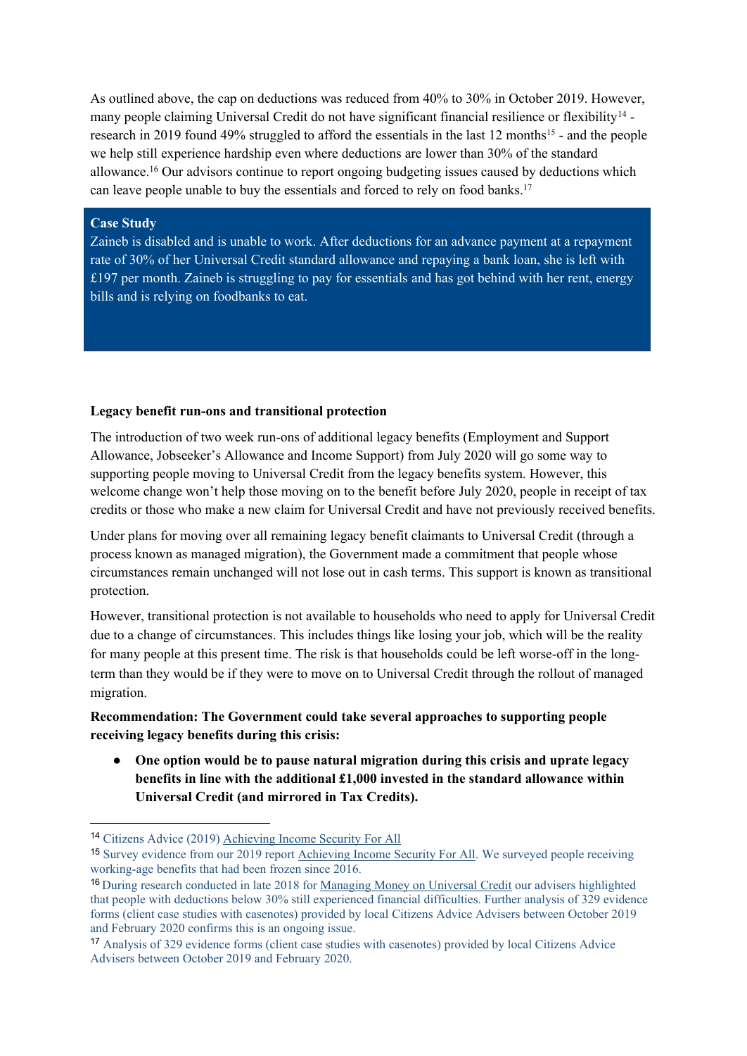As outlined above, the cap on deductions was reduced from 40% to 30% in October 2019. However, many people claiming Universal Credit do not have significant financial resilience or flexibility[14] - research in 2019 found 49% struggled to afford the essentials in the last 12 months[15] - and the people we help still experience hardship even where deductions are lower than 30% of the standard allowance.[16] Our advisors continue to report ongoing budgeting issues caused by deductions which can leave people unable to buy the essentials and forced to rely on food banks.[17]

> **Case Study**
> Zaineb is disabled and is unable to work. After deductions for an advance payment at a repayment rate of 30% of her Universal Credit standard allowance and repaying a bank loan, she is left with £197 per month. Zaineb is struggling to pay for essentials and has got behind with her rent, energy bills and is relying on foodbanks to eat.

**Legacy benefit run-ons and transitional protection**

The introduction of two week run-ons of additional legacy benefits (Employment and Support Allowance, Jobseeker's Allowance and Income Support) from July 2020 will go some way to supporting people moving to Universal Credit from the legacy benefits system. However, this welcome change won't help those moving on to the benefit before July 2020, people in receipt of tax credits or those who make a new claim for Universal Credit and have not previously received benefits.

Under plans for moving over all remaining legacy benefit claimants to Universal Credit (through a process known as managed migration), the Government made a commitment that people whose circumstances remain unchanged will not lose out in cash terms. This support is known as transitional protection.

However, transitional protection is not available to households who need to apply for Universal Credit due to a change of circumstances. This includes things like losing your job, which will be the reality for many people at this present time. The risk is that households could be left worse-off in the long-term than they would be if they were to move on to Universal Credit through the rollout of managed migration.

**Recommendation: The Government could take several approaches to supporting people receiving legacy benefits during this crisis:**

- **One option would be to pause natural migration during this crisis and uprate legacy benefits in line with the additional £1,000 invested in the standard allowance within Universal Credit (and mirrored in Tax Credits).**

---

[14] Citizens Advice (2019) Achieving Income Security For All

[15] Survey evidence from our 2019 report Achieving Income Security For All. We surveyed people receiving working-age benefits that had been frozen since 2016.

[16] During research conducted in late 2018 for Managing Money on Universal Credit our advisers highlighted that people with deductions below 30% still experienced financial difficulties. Further analysis of 329 evidence forms (client case studies with casenotes) provided by local Citizens Advice Advisers between October 2019 and February 2020 confirms this is an ongoing issue.

[17] Analysis of 329 evidence forms (client case studies with casenotes) provided by local Citizens Advice Advisers between October 2019 and February 2020.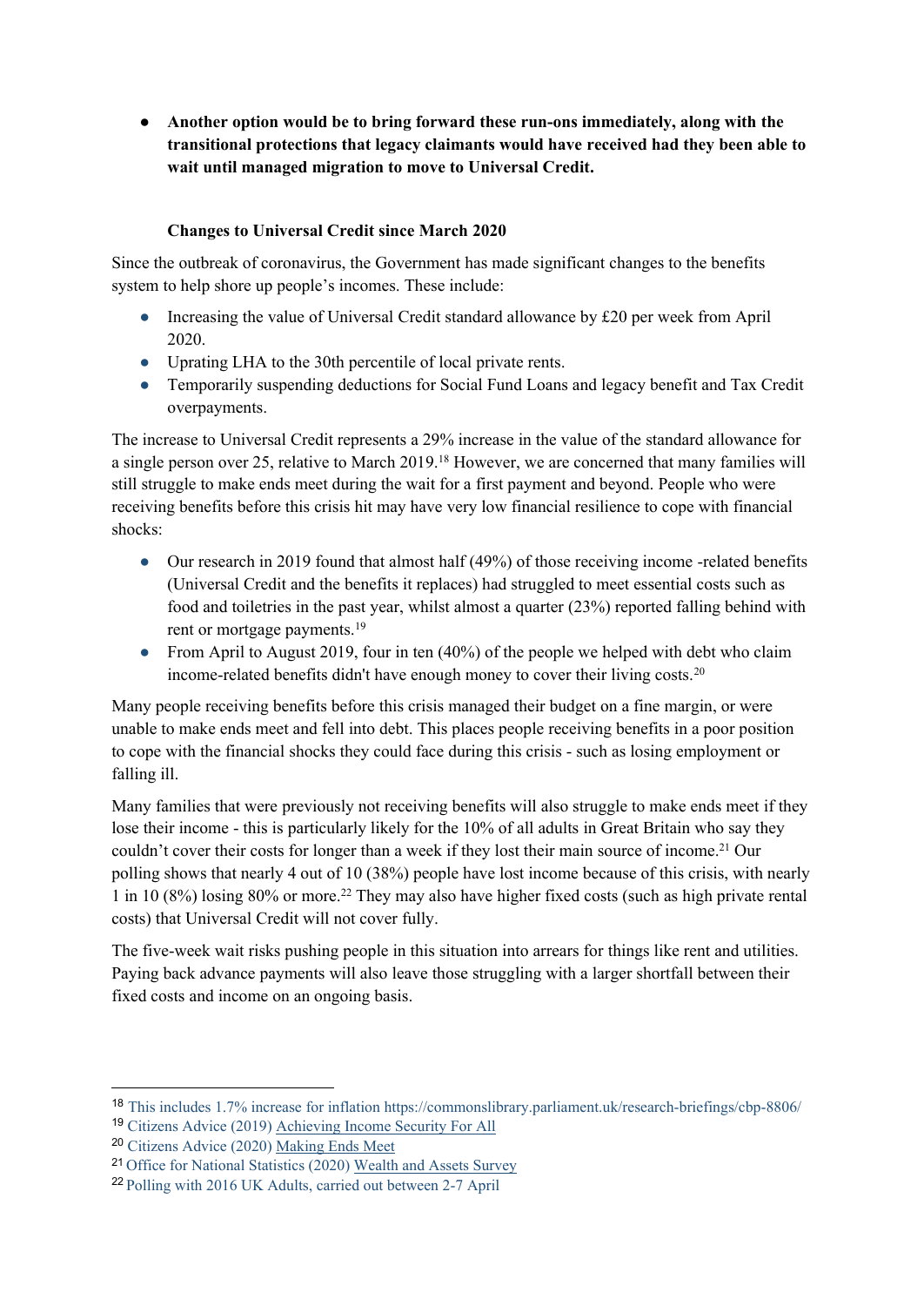- **Another option would be to bring forward these run-ons immediately, along with the transitional protections that legacy claimants would have received had they been able to wait until managed migration to move to Universal Credit.**

### Changes to Universal Credit since March 2020

Since the outbreak of coronavirus, the Government has made significant changes to the benefits system to help shore up people's incomes. These include:

- Increasing the value of Universal Credit standard allowance by £20 per week from April 2020.
- Uprating LHA to the 30th percentile of local private rents.
- Temporarily suspending deductions for Social Fund Loans and legacy benefit and Tax Credit overpayments.

The increase to Universal Credit represents a 29% increase in the value of the standard allowance for a single person over 25, relative to March 2019.[18] However, we are concerned that many families will still struggle to make ends meet during the wait for a first payment and beyond. People who were receiving benefits before this crisis hit may have very low financial resilience to cope with financial shocks:

- Our research in 2019 found that almost half (49%) of those receiving income -related benefits (Universal Credit and the benefits it replaces) had struggled to meet essential costs such as food and toiletries in the past year, whilst almost a quarter (23%) reported falling behind with rent or mortgage payments.[19]
- From April to August 2019, four in ten (40%) of the people we helped with debt who claim income-related benefits didn't have enough money to cover their living costs.[20]

Many people receiving benefits before this crisis managed their budget on a fine margin, or were unable to make ends meet and fell into debt. This places people receiving benefits in a poor position to cope with the financial shocks they could face during this crisis - such as losing employment or falling ill.

Many families that were previously not receiving benefits will also struggle to make ends meet if they lose their income - this is particularly likely for the 10% of all adults in Great Britain who say they couldn't cover their costs for longer than a week if they lost their main source of income.[21] Our polling shows that nearly 4 out of 10 (38%) people have lost income because of this crisis, with nearly 1 in 10 (8%) losing 80% or more.[22] They may also have higher fixed costs (such as high private rental costs) that Universal Credit will not cover fully.

The five-week wait risks pushing people in this situation into arrears for things like rent and utilities. Paying back advance payments will also leave those struggling with a larger shortfall between their fixed costs and income on an ongoing basis.

---

[18] This includes 1.7% increase for inflation https://commonslibrary.parliament.uk/research-briefings/cbp-8806/

[19] Citizens Advice (2019) Achieving Income Security For All

[20] Citizens Advice (2020) Making Ends Meet

[21] Office for National Statistics (2020) Wealth and Assets Survey

[22] Polling with 2016 UK Adults, carried out between 2-7 April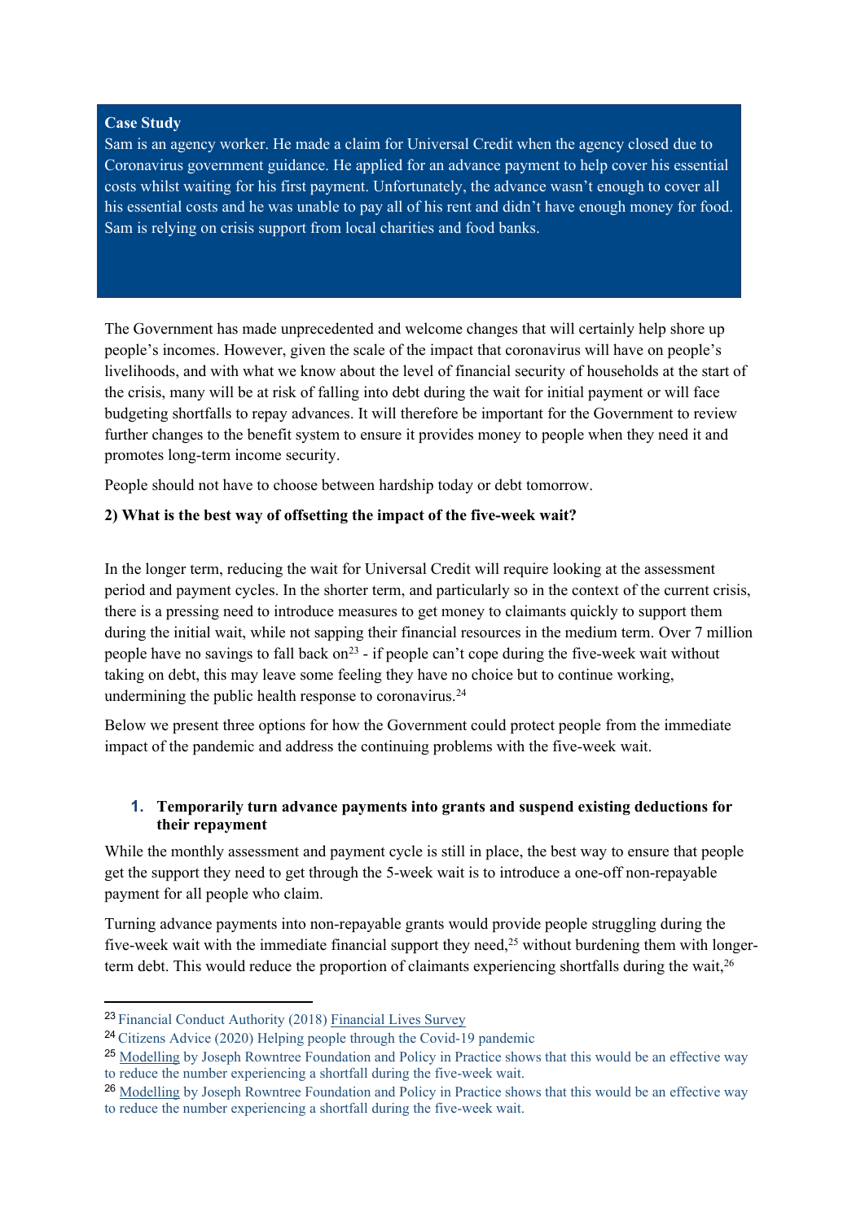**Case Study**

Sam is an agency worker. He made a claim for Universal Credit when the agency closed due to Coronavirus government guidance. He applied for an advance payment to help cover his essential costs whilst waiting for his first payment. Unfortunately, the advance wasn't enough to cover all his essential costs and he was unable to pay all of his rent and didn't have enough money for food. Sam is relying on crisis support from local charities and food banks.

The Government has made unprecedented and welcome changes that will certainly help shore up people's incomes. However, given the scale of the impact that coronavirus will have on people's livelihoods, and with what we know about the level of financial security of households at the start of the crisis, many will be at risk of falling into debt during the wait for initial payment or will face budgeting shortfalls to repay advances. It will therefore be important for the Government to review further changes to the benefit system to ensure it provides money to people when they need it and promotes long-term income security.

People should not have to choose between hardship today or debt tomorrow.

**2) What is the best way of offsetting the impact of the five-week wait?**

In the longer term, reducing the wait for Universal Credit will require looking at the assessment period and payment cycles. In the shorter term, and particularly so in the context of the current crisis, there is a pressing need to introduce measures to get money to claimants quickly to support them during the initial wait, while not sapping their financial resources in the medium term. Over 7 million people have no savings to fall back on[23] - if people can't cope during the five-week wait without taking on debt, this may leave some feeling they have no choice but to continue working, undermining the public health response to coronavirus.[24]

Below we present three options for how the Government could protect people from the immediate impact of the pandemic and address the continuing problems with the five-week wait.

1. **Temporarily turn advance payments into grants and suspend existing deductions for their repayment**

While the monthly assessment and payment cycle is still in place, the best way to ensure that people get the support they need to get through the 5-week wait is to introduce a one-off non-repayable payment for all people who claim.

Turning advance payments into non-repayable grants would provide people struggling during the five-week wait with the immediate financial support they need,[25] without burdening them with longer-term debt. This would reduce the proportion of claimants experiencing shortfalls during the wait,[26]

---

[23] Financial Conduct Authority (2018) Financial Lives Survey

[24] Citizens Advice (2020) Helping people through the Covid-19 pandemic

[25] Modelling by Joseph Rowntree Foundation and Policy in Practice shows that this would be an effective way to reduce the number experiencing a shortfall during the five-week wait.

[26] Modelling by Joseph Rowntree Foundation and Policy in Practice shows that this would be an effective way to reduce the number experiencing a shortfall during the five-week wait.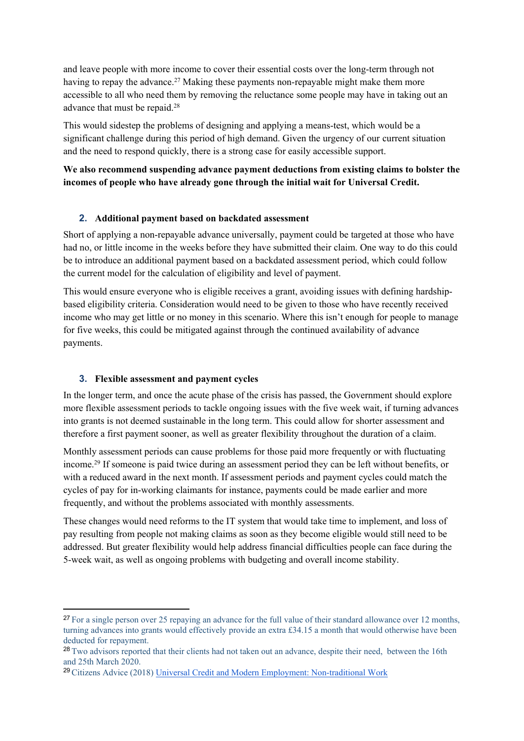and leave people with more income to cover their essential costs over the long-term through not having to repay the advance.[27] Making these payments non-repayable might make them more accessible to all who need them by removing the reluctance some people may have in taking out an advance that must be repaid.[28]

This would sidestep the problems of designing and applying a means-test, which would be a significant challenge during this period of high demand. Given the urgency of our current situation and the need to respond quickly, there is a strong case for easily accessible support.

**We also recommend suspending advance payment deductions from existing claims to bolster the incomes of people who have already gone through the initial wait for Universal Credit.**

### 2. Additional payment based on backdated assessment

Short of applying a non-repayable advance universally, payment could be targeted at those who have had no, or little income in the weeks before they have submitted their claim. One way to do this could be to introduce an additional payment based on a backdated assessment period, which could follow the current model for the calculation of eligibility and level of payment.

This would ensure everyone who is eligible receives a grant, avoiding issues with defining hardship-based eligibility criteria. Consideration would need to be given to those who have recently received income who may get little or no money in this scenario. Where this isn't enough for people to manage for five weeks, this could be mitigated against through the continued availability of advance payments.

### 3. Flexible assessment and payment cycles

In the longer term, and once the acute phase of the crisis has passed, the Government should explore more flexible assessment periods to tackle ongoing issues with the five week wait, if turning advances into grants is not deemed sustainable in the long term. This could allow for shorter assessment and therefore a first payment sooner, as well as greater flexibility throughout the duration of a claim.

Monthly assessment periods can cause problems for those paid more frequently or with fluctuating income.[29] If someone is paid twice during an assessment period they can be left without benefits, or with a reduced award in the next month. If assessment periods and payment cycles could match the cycles of pay for in-working claimants for instance, payments could be made earlier and more frequently, and without the problems associated with monthly assessments.

These changes would need reforms to the IT system that would take time to implement, and loss of pay resulting from people not making claims as soon as they become eligible would still need to be addressed. But greater flexibility would help address financial difficulties people can face during the 5-week wait, as well as ongoing problems with budgeting and overall income stability.

---

[27] For a single person over 25 repaying an advance for the full value of their standard allowance over 12 months, turning advances into grants would effectively provide an extra £34.15 a month that would otherwise have been deducted for repayment.

[28] Two advisors reported that their clients had not taken out an advance, despite their need, between the 16th and 25th March 2020.

[29] Citizens Advice (2018) Universal Credit and Modern Employment: Non-traditional Work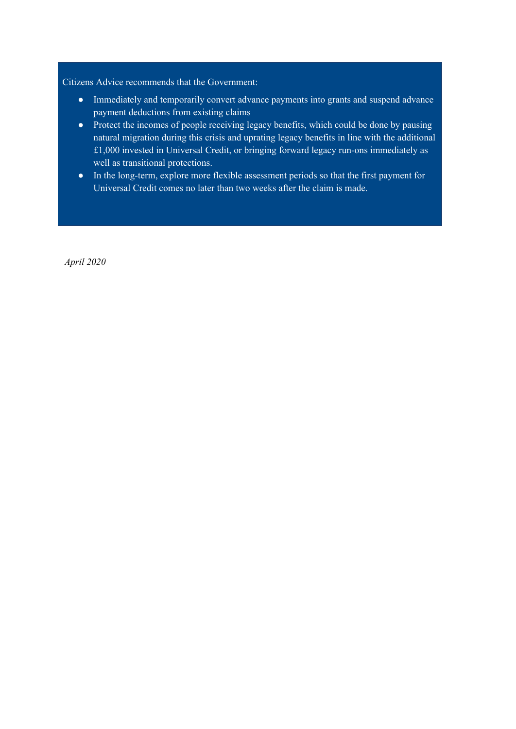Citizens Advice recommends that the Government:

- Immediately and temporarily convert advance payments into grants and suspend advance payment deductions from existing claims
- Protect the incomes of people receiving legacy benefits, which could be done by pausing natural migration during this crisis and uprating legacy benefits in line with the additional £1,000 invested in Universal Credit, or bringing forward legacy run-ons immediately as well as transitional protections.
- In the long-term, explore more flexible assessment periods so that the first payment for Universal Credit comes no later than two weeks after the claim is made.

*April 2020*